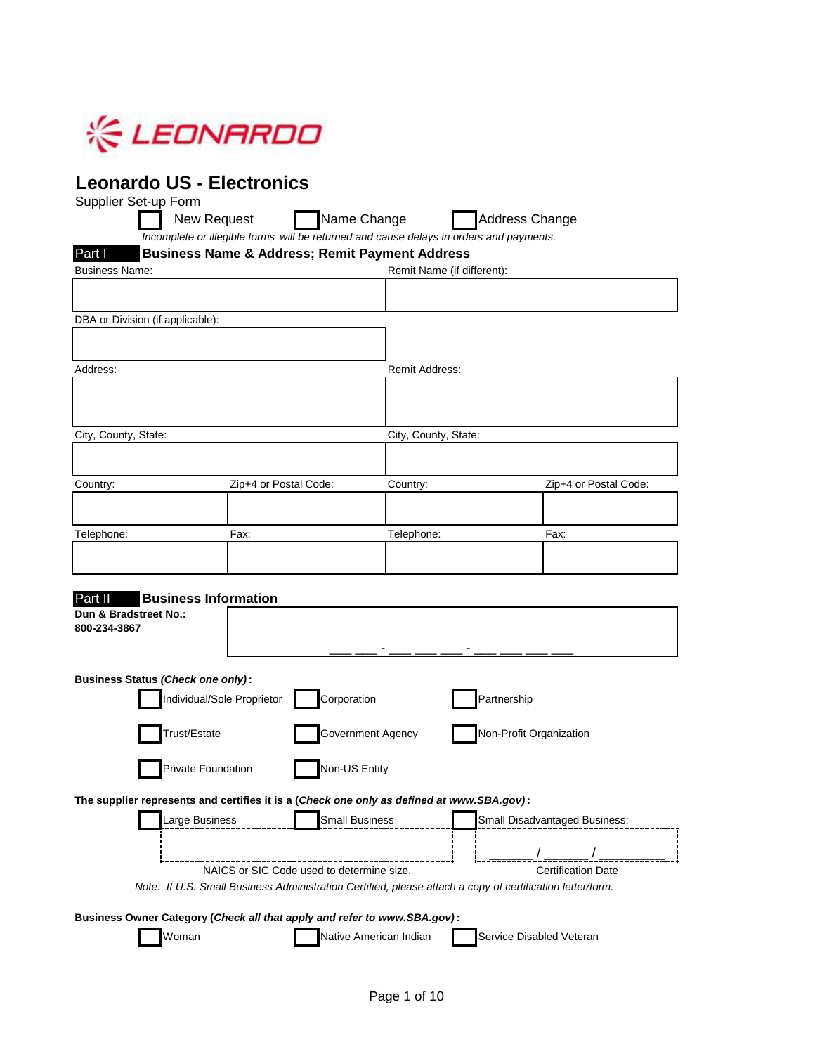LEONARDO

# Leonardo US - Electronics

Supplier Set-up Form

☐ New Request ☐ Name Change ☐ Address Change

*Incomplete or illegible forms will be returned and cause delays in orders and payments.*

## Part I Business Name & Address; Remit Payment Address

| Business Name: | | Remit Name (if different): | |
|---|---|---|---|
| | | | |
| DBA or Division (if applicable): | | | |
| | | | |
| Address: | | Remit Address: | |
| | | | |
| City, County, State: | | City, County, State: | |
| | | | |
| Country: | Zip+4 or Postal Code: | Country: | Zip+4 or Postal Code: |
| | | | |
| Telephone: | Fax: | Telephone: | Fax: |
| | | | |

## Part II Business Information

**Dun & Bradstreet No.:**
**800-234-3867**

___ ___ - ___ ___ ___ - ___ ___ ___ ___

**Business Status *(Check one only)*:**

☐ Individual/Sole Proprietor ☐ Corporation ☐ Partnership

☐ Trust/Estate ☐ Government Agency ☐ Non-Profit Organization

☐ Private Foundation ☐ Non-US Entity

**The supplier represents and certifies it is a (*Check one only as defined at www.SBA.gov*):**

☐ Large Business ☐ Small Business ☐ Small Disadvantaged Business:

NAICS or SIC Code used to determine size. _______ / _______ / __________ Certification Date

*Note: If U.S. Small Business Administration Certified, please attach a copy of certification letter/form.*

**Business Owner Category (*Check all that apply and refer to www.SBA.gov*):**

☐ Woman ☐ Native American Indian ☐ Service Disabled Veteran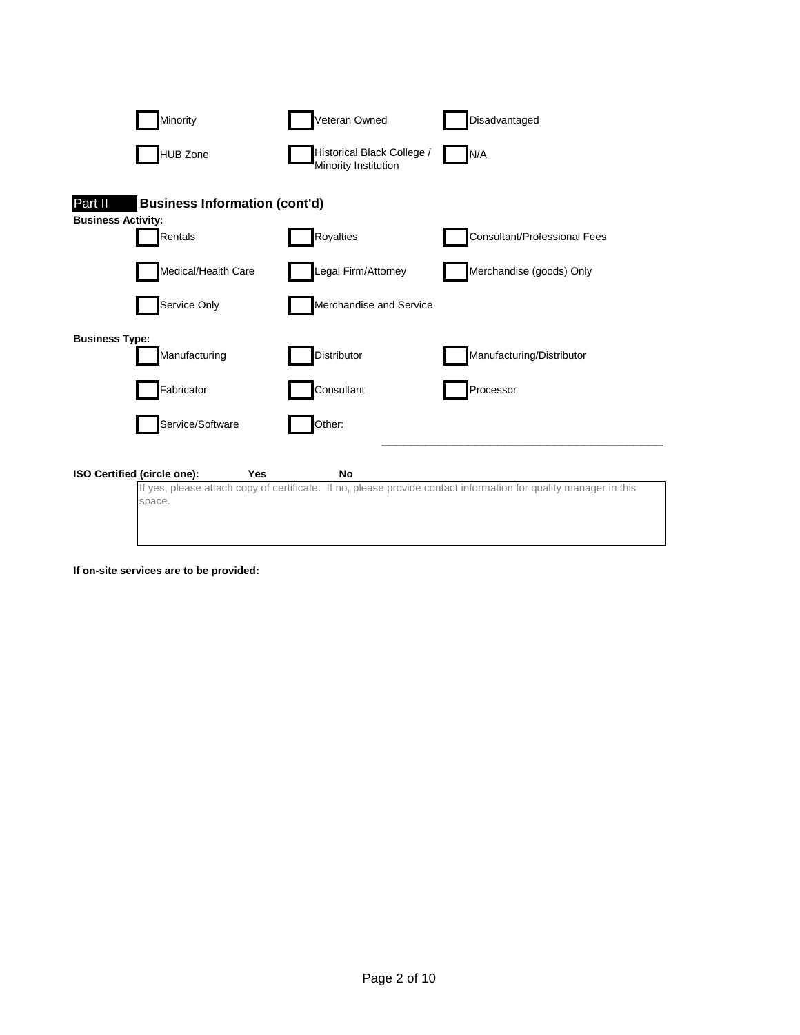- [ ] Minority
- [ ] Veteran Owned
- [ ] Disadvantaged
- [ ] HUB Zone
- [ ] Historical Black College / Minority Institution
- [ ] N/A

## Part II Business Information (cont'd)

**Business Activity:**

- [ ] Rentals
- [ ] Royalties
- [ ] Consultant/Professional Fees
- [ ] Medical/Health Care
- [ ] Legal Firm/Attorney
- [ ] Merchandise (goods) Only
- [ ] Service Only
- [ ] Merchandise and Service

**Business Type:**

- [ ] Manufacturing
- [ ] Distributor
- [ ] Manufacturing/Distributor
- [ ] Fabricator
- [ ] Consultant
- [ ] Processor
- [ ] Service/Software
- [ ] Other: ______________________________________________

**ISO Certified (circle one):** **Yes** **No**

If yes, please attach copy of certificate. If no, please provide contact information for quality manager in this space.

**If on-site services are to be provided:**